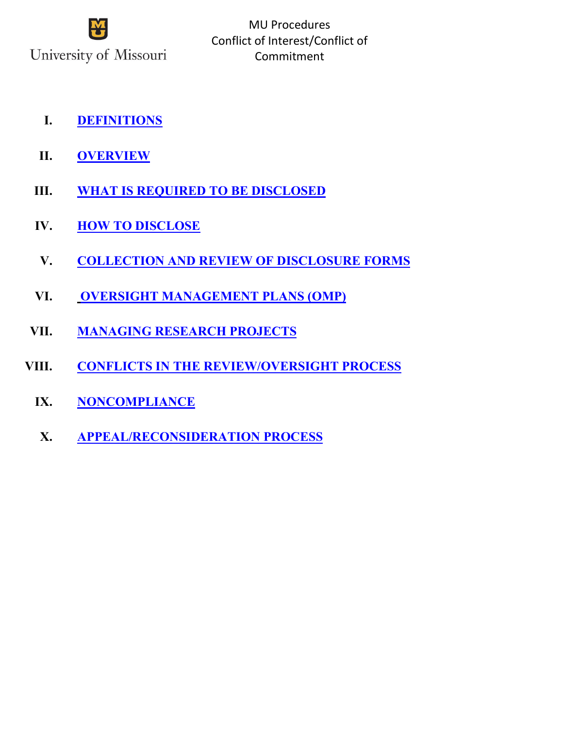University of Missouri

# MU Procedures Conflict of Interest/Conflict of Commitment

I. DEFINITIONS

II. OVERVIEW

III. WHAT IS REQUIRED TO BE DISCLOSED

IV. HOW TO DISCLOSE

V. COLLECTION AND REVIEW OF DISCLOSURE FORMS

VI. OVERSIGHT MANAGEMENT PLANS (OMP)

VII. MANAGING RESEARCH PROJECTS

VIII. CONFLICTS IN THE REVIEW/OVERSIGHT PROCESS

IX. NONCOMPLIANCE

X. APPEAL/RECONSIDERATION PROCESS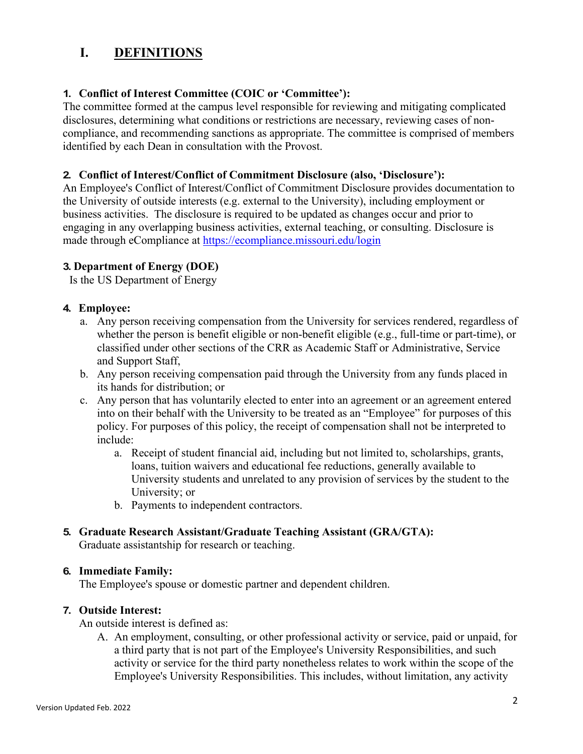# I. DEFINITIONS

**1. Conflict of Interest Committee (COIC or 'Committee'):**
The committee formed at the campus level responsible for reviewing and mitigating complicated disclosures, determining what conditions or restrictions are necessary, reviewing cases of non-compliance, and recommending sanctions as appropriate. The committee is comprised of members identified by each Dean in consultation with the Provost.

**2. Conflict of Interest/Conflict of Commitment Disclosure (also, 'Disclosure'):**
An Employee's Conflict of Interest/Conflict of Commitment Disclosure provides documentation to the University of outside interests (e.g. external to the University), including employment or business activities. The disclosure is required to be updated as changes occur and prior to engaging in any overlapping business activities, external teaching, or consulting. Disclosure is made through eCompliance at https://ecompliance.missouri.edu/login

**3. Department of Energy (DOE)**
Is the US Department of Energy

**4. Employee:**

a. Any person receiving compensation from the University for services rendered, regardless of whether the person is benefit eligible or non-benefit eligible (e.g., full-time or part-time), or classified under other sections of the CRR as Academic Staff or Administrative, Service and Support Staff,
b. Any person receiving compensation paid through the University from any funds placed in its hands for distribution; or
c. Any person that has voluntarily elected to enter into an agreement or an agreement entered into on their behalf with the University to be treated as an "Employee" for purposes of this policy. For purposes of this policy, the receipt of compensation shall not be interpreted to include:
    a. Receipt of student financial aid, including but not limited to, scholarships, grants, loans, tuition waivers and educational fee reductions, generally available to University students and unrelated to any provision of services by the student to the University; or
    b. Payments to independent contractors.

**5. Graduate Research Assistant/Graduate Teaching Assistant (GRA/GTA):**
Graduate assistantship for research or teaching.

**6. Immediate Family:**
The Employee's spouse or domestic partner and dependent children.

**7. Outside Interest:**
An outside interest is defined as:

A. An employment, consulting, or other professional activity or service, paid or unpaid, for a third party that is not part of the Employee's University Responsibilities, and such activity or service for the third party nonetheless relates to work within the scope of the Employee's University Responsibilities. This includes, without limitation, any activity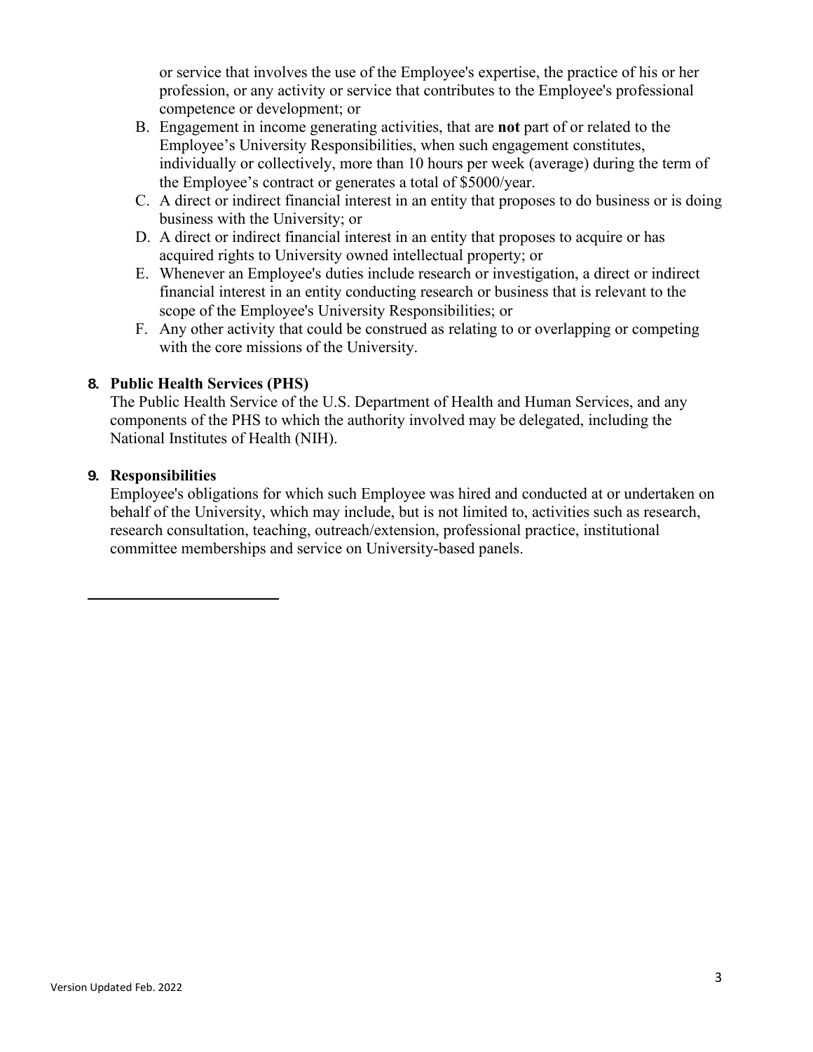or service that involves the use of the Employee's expertise, the practice of his or her profession, or any activity or service that contributes to the Employee's professional competence or development; or

B. Engagement in income generating activities, that are **not** part of or related to the Employee's University Responsibilities, when such engagement constitutes, individually or collectively, more than 10 hours per week (average) during the term of the Employee's contract or generates a total of $5000/year.
C. A direct or indirect financial interest in an entity that proposes to do business or is doing business with the University; or
D. A direct or indirect financial interest in an entity that proposes to acquire or has acquired rights to University owned intellectual property; or
E. Whenever an Employee's duties include research or investigation, a direct or indirect financial interest in an entity conducting research or business that is relevant to the scope of the Employee's University Responsibilities; or
F. Any other activity that could be construed as relating to or overlapping or competing with the core missions of the University.

**8. Public Health Services (PHS)**

The Public Health Service of the U.S. Department of Health and Human Services, and any components of the PHS to which the authority involved may be delegated, including the National Institutes of Health (NIH).

**9. Responsibilities**

Employee's obligations for which such Employee was hired and conducted at or undertaken on behalf of the University, which may include, but is not limited to, activities such as research, research consultation, teaching, outreach/extension, professional practice, institutional committee memberships and service on University-based panels.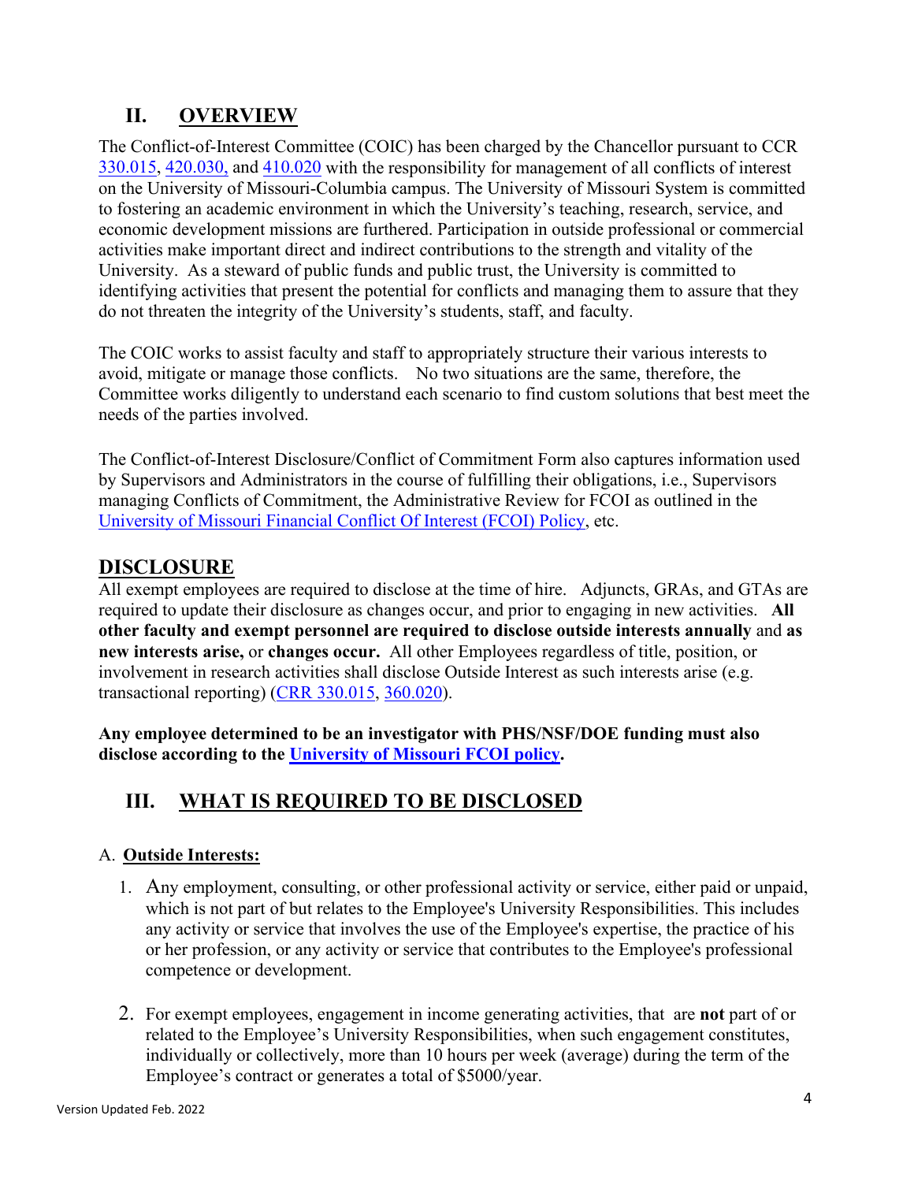## II. OVERVIEW

The Conflict-of-Interest Committee (COIC) has been charged by the Chancellor pursuant to CCR 330.015, 420.030, and 410.020 with the responsibility for management of all conflicts of interest on the University of Missouri-Columbia campus. The University of Missouri System is committed to fostering an academic environment in which the University's teaching, research, service, and economic development missions are furthered. Participation in outside professional or commercial activities make important direct and indirect contributions to the strength and vitality of the University. As a steward of public funds and public trust, the University is committed to identifying activities that present the potential for conflicts and managing them to assure that they do not threaten the integrity of the University's students, staff, and faculty.

The COIC works to assist faculty and staff to appropriately structure their various interests to avoid, mitigate or manage those conflicts. No two situations are the same, therefore, the Committee works diligently to understand each scenario to find custom solutions that best meet the needs of the parties involved.

The Conflict-of-Interest Disclosure/Conflict of Commitment Form also captures information used by Supervisors and Administrators in the course of fulfilling their obligations, i.e., Supervisors managing Conflicts of Commitment, the Administrative Review for FCOI as outlined in the University of Missouri Financial Conflict Of Interest (FCOI) Policy, etc.

## DISCLOSURE

All exempt employees are required to disclose at the time of hire. Adjuncts, GRAs, and GTAs are required to update their disclosure as changes occur, and prior to engaging in new activities. **All other faculty and exempt personnel are required to disclose outside interests annually** and **as new interests arise,** or **changes occur.** All other Employees regardless of title, position, or involvement in research activities shall disclose Outside Interest as such interests arise (e.g. transactional reporting) (CRR 330.015, 360.020).

**Any employee determined to be an investigator with PHS/NSF/DOE funding must also disclose according to the University of Missouri FCOI policy.**

## III. WHAT IS REQUIRED TO BE DISCLOSED

A. **Outside Interests:**

1. Any employment, consulting, or other professional activity or service, either paid or unpaid, which is not part of but relates to the Employee's University Responsibilities. This includes any activity or service that involves the use of the Employee's expertise, the practice of his or her profession, or any activity or service that contributes to the Employee's professional competence or development.

2. For exempt employees, engagement in income generating activities, that are **not** part of or related to the Employee's University Responsibilities, when such engagement constitutes, individually or collectively, more than 10 hours per week (average) during the term of the Employee's contract or generates a total of $5000/year.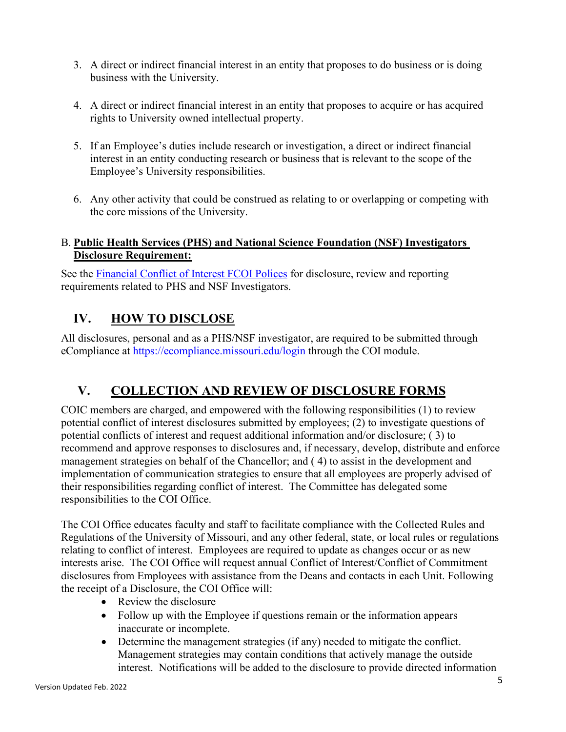3. A direct or indirect financial interest in an entity that proposes to do business or is doing business with the University.

4. A direct or indirect financial interest in an entity that proposes to acquire or has acquired rights to University owned intellectual property.

5. If an Employee's duties include research or investigation, a direct or indirect financial interest in an entity conducting research or business that is relevant to the scope of the Employee's University responsibilities.

6. Any other activity that could be construed as relating to or overlapping or competing with the core missions of the University.

### B. Public Health Services (PHS) and National Science Foundation (NSF) Investigators Disclosure Requirement:

See the [Financial Conflict of Interest FCOI Polices]() for disclosure, review and reporting requirements related to PHS and NSF Investigators.

## IV. HOW TO DISCLOSE

All disclosures, personal and as a PHS/NSF investigator, are required to be submitted through eCompliance at [https://ecompliance.missouri.edu/login](https://ecompliance.missouri.edu/login) through the COI module.

## V. COLLECTION AND REVIEW OF DISCLOSURE FORMS

COIC members are charged, and empowered with the following responsibilities (1) to review potential conflict of interest disclosures submitted by employees; (2) to investigate questions of potential conflicts of interest and request additional information and/or disclosure; ( 3) to recommend and approve responses to disclosures and, if necessary, develop, distribute and enforce management strategies on behalf of the Chancellor; and ( 4) to assist in the development and implementation of communication strategies to ensure that all employees are properly advised of their responsibilities regarding conflict of interest. The Committee has delegated some responsibilities to the COI Office.

The COI Office educates faculty and staff to facilitate compliance with the Collected Rules and Regulations of the University of Missouri, and any other federal, state, or local rules or regulations relating to conflict of interest. Employees are required to update as changes occur or as new interests arise. The COI Office will request annual Conflict of Interest/Conflict of Commitment disclosures from Employees with assistance from the Deans and contacts in each Unit. Following the receipt of a Disclosure, the COI Office will:

- Review the disclosure
- Follow up with the Employee if questions remain or the information appears inaccurate or incomplete.
- Determine the management strategies (if any) needed to mitigate the conflict. Management strategies may contain conditions that actively manage the outside interest. Notifications will be added to the disclosure to provide directed information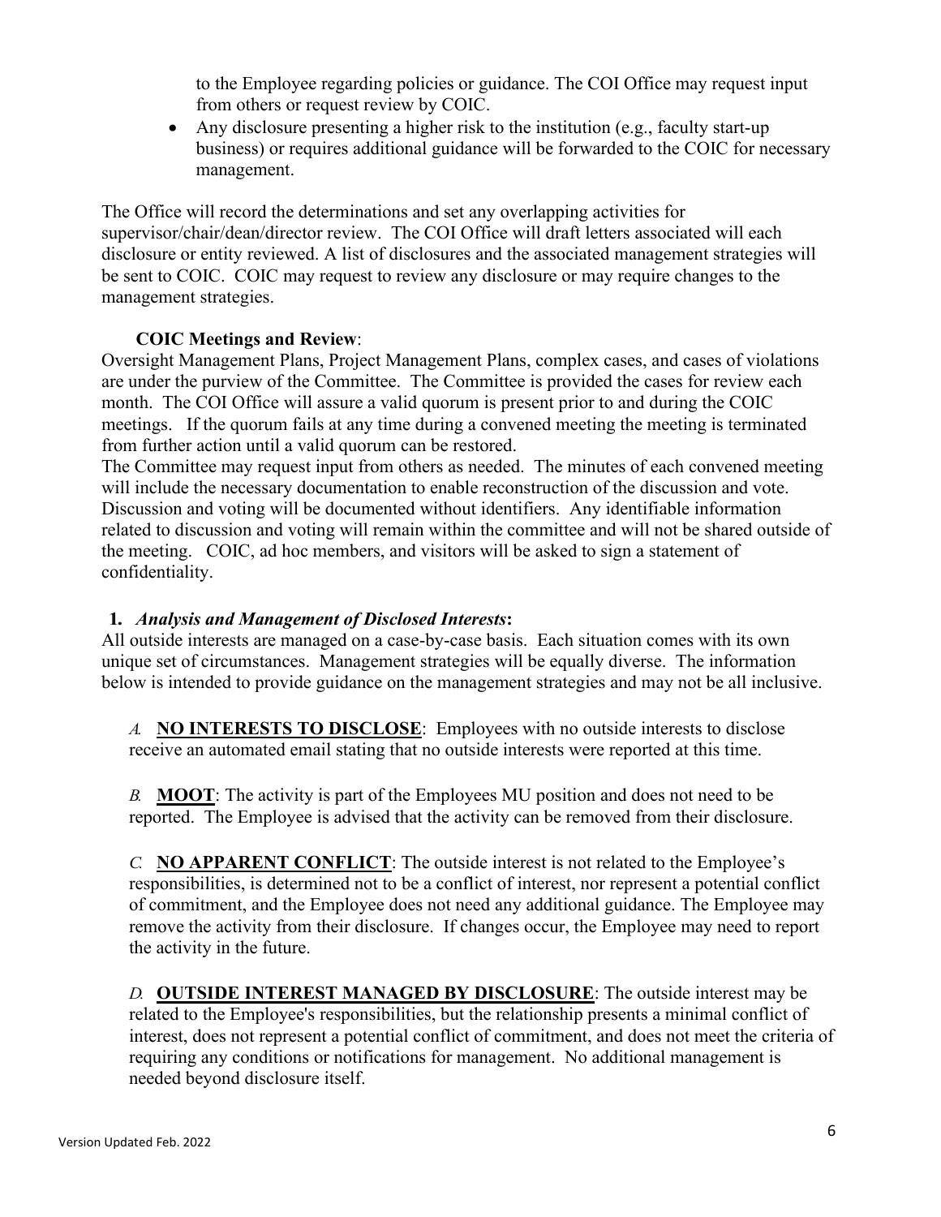to the Employee regarding policies or guidance. The COI Office may request input from others or request review by COIC.

- Any disclosure presenting a higher risk to the institution (e.g., faculty start-up business) or requires additional guidance will be forwarded to the COIC for necessary management.

The Office will record the determinations and set any overlapping activities for supervisor/chair/dean/director review. The COI Office will draft letters associated will each disclosure or entity reviewed. A list of disclosures and the associated management strategies will be sent to COIC. COIC may request to review any disclosure or may require changes to the management strategies.

**COIC Meetings and Review**:

Oversight Management Plans, Project Management Plans, complex cases, and cases of violations are under the purview of the Committee. The Committee is provided the cases for review each month. The COI Office will assure a valid quorum is present prior to and during the COIC meetings. If the quorum fails at any time during a convened meeting the meeting is terminated from further action until a valid quorum can be restored.

The Committee may request input from others as needed. The minutes of each convened meeting will include the necessary documentation to enable reconstruction of the discussion and vote. Discussion and voting will be documented without identifiers. Any identifiable information related to discussion and voting will remain within the committee and will not be shared outside of the meeting. COIC, ad hoc members, and visitors will be asked to sign a statement of confidentiality.

**1. *Analysis and Management of Disclosed Interests*:**

All outside interests are managed on a case-by-case basis. Each situation comes with its own unique set of circumstances. Management strategies will be equally diverse. The information below is intended to provide guidance on the management strategies and may not be all inclusive.

*A.* **NO INTERESTS TO DISCLOSE**: Employees with no outside interests to disclose receive an automated email stating that no outside interests were reported at this time.

*B.* **MOOT**: The activity is part of the Employees MU position and does not need to be reported. The Employee is advised that the activity can be removed from their disclosure.

*C.* **NO APPARENT CONFLICT**: The outside interest is not related to the Employee's responsibilities, is determined not to be a conflict of interest, nor represent a potential conflict of commitment, and the Employee does not need any additional guidance. The Employee may remove the activity from their disclosure. If changes occur, the Employee may need to report the activity in the future.

*D.* **OUTSIDE INTEREST MANAGED BY DISCLOSURE**: The outside interest may be related to the Employee's responsibilities, but the relationship presents a minimal conflict of interest, does not represent a potential conflict of commitment, and does not meet the criteria of requiring any conditions or notifications for management. No additional management is needed beyond disclosure itself.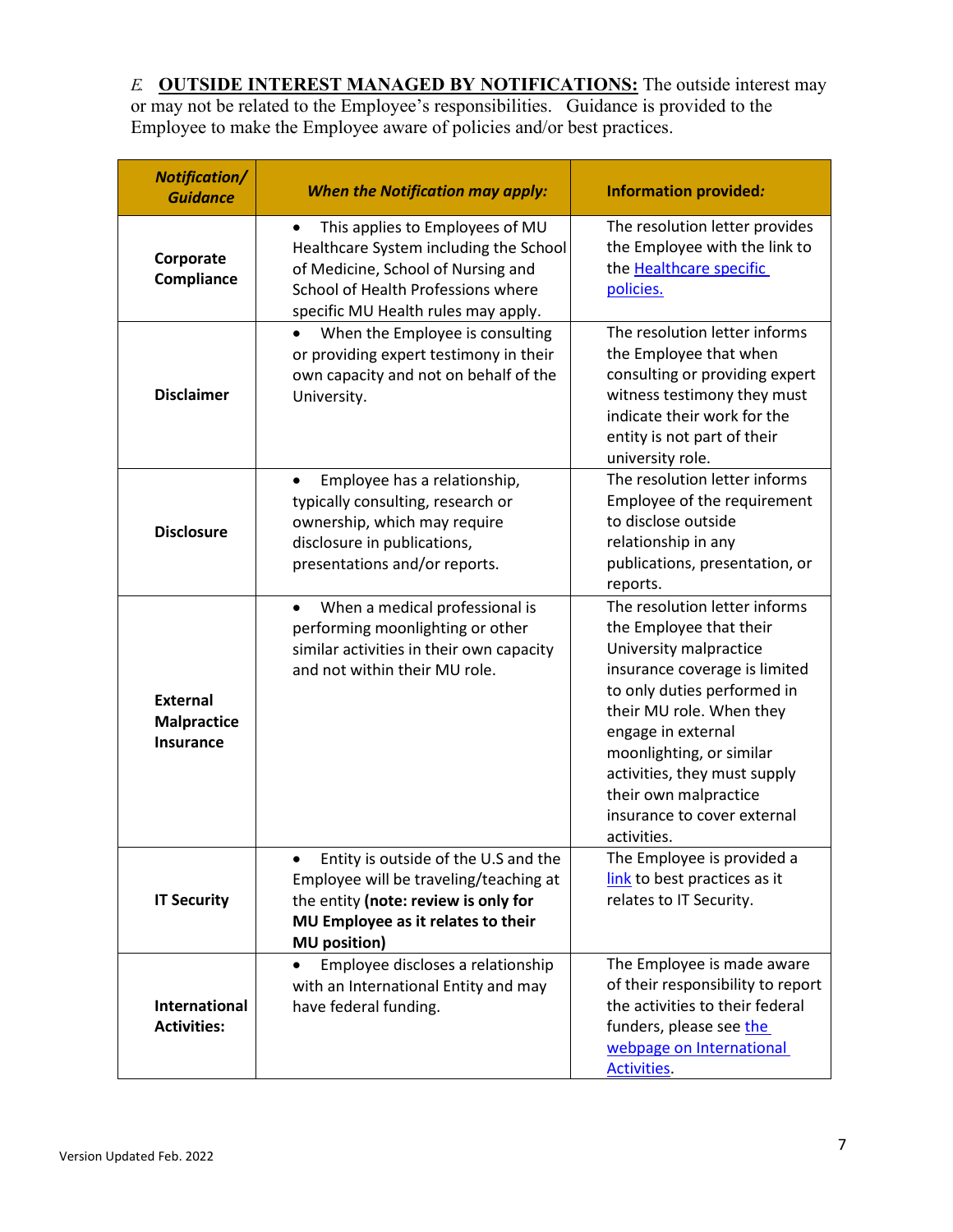*E.* **OUTSIDE INTEREST MANAGED BY NOTIFICATIONS:** The outside interest may or may not be related to the Employee's responsibilities. Guidance is provided to the Employee to make the Employee aware of policies and/or best practices.

| ***Notification/ Guidance*** | ***When the Notification may apply:*** | **Information provided*:*** |
|---|---|---|
| **Corporate Compliance** | • This applies to Employees of MU Healthcare System including the School of Medicine, School of Nursing and School of Health Professions where specific MU Health rules may apply. | The resolution letter provides the Employee with the link to the Healthcare specific policies. |
| **Disclaimer** | • When the Employee is consulting or providing expert testimony in their own capacity and not on behalf of the University. | The resolution letter informs the Employee that when consulting or providing expert witness testimony they must indicate their work for the entity is not part of their university role. |
| **Disclosure** | • Employee has a relationship, typically consulting, research or ownership, which may require disclosure in publications, presentations and/or reports. | The resolution letter informs Employee of the requirement to disclose outside relationship in any publications, presentation, or reports. |
| **External Malpractice Insurance** | • When a medical professional is performing moonlighting or other similar activities in their own capacity and not within their MU role. | The resolution letter informs the Employee that their University malpractice insurance coverage is limited to only duties performed in their MU role. When they engage in external moonlighting, or similar activities, they must supply their own malpractice insurance to cover external activities. |
| **IT Security** | • Entity is outside of the U.S and the Employee will be traveling/teaching at the entity **(note: review is only for MU Employee as it relates to their MU position)** | The Employee is provided a link to best practices as it relates to IT Security. |
| **International Activities:** | • Employee discloses a relationship with an International Entity and may have federal funding. | The Employee is made aware of their responsibility to report the activities to their federal funders, please see the webpage on International Activities. |

Version Updated Feb. 2022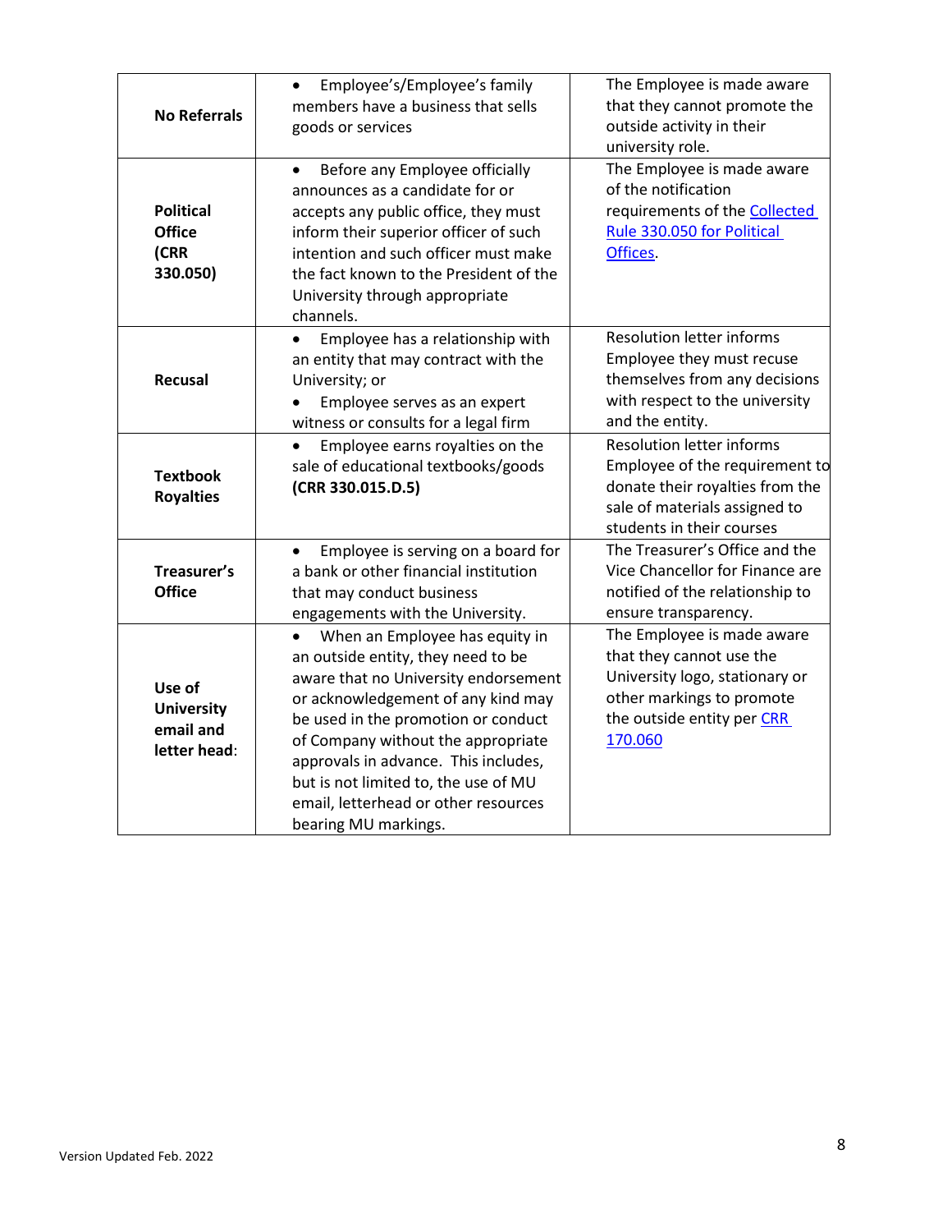| **No Referrals** | • Employee's/Employee's family members have a business that sells goods or services | The Employee is made aware that they cannot promote the outside activity in their university role. |
|---|---|---|
| **Political Office (CRR 330.050)** | • Before any Employee officially announces as a candidate for or accepts any public office, they must inform their superior officer of such intention and such officer must make the fact known to the President of the University through appropriate channels. | The Employee is made aware of the notification requirements of the [Collected Rule 330.050 for Political Offices]. |
| **Recusal** | • Employee has a relationship with an entity that may contract with the University; or<br>• Employee serves as an expert witness or consults for a legal firm | Resolution letter informs Employee they must recuse themselves from any decisions with respect to the university and the entity. |
| **Textbook Royalties** | • Employee earns royalties on the sale of educational textbooks/goods **(CRR 330.015.D.5)** | Resolution letter informs Employee of the requirement to donate their royalties from the sale of materials assigned to students in their courses |
| **Treasurer's Office** | • Employee is serving on a board for a bank or other financial institution that may conduct business engagements with the University. | The Treasurer's Office and the Vice Chancellor for Finance are notified of the relationship to ensure transparency. |
| **Use of University email and letter head**: | • When an Employee has equity in an outside entity, they need to be aware that no University endorsement or acknowledgement of any kind may be used in the promotion or conduct of Company without the appropriate approvals in advance. This includes, but is not limited to, the use of MU email, letterhead or other resources bearing MU markings. | The Employee is made aware that they cannot use the University logo, stationary or other markings to promote the outside entity per [CRR 170.060] |

Version Updated Feb. 2022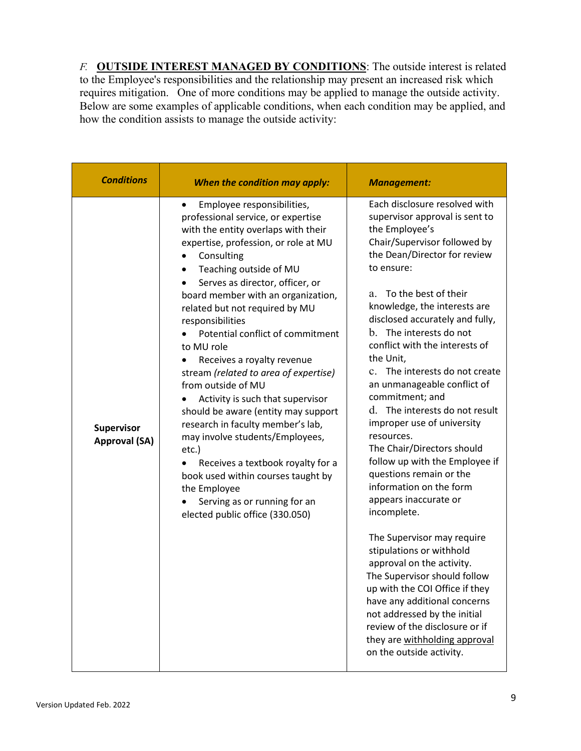*F.* **<u>OUTSIDE INTEREST MANAGED BY CONDITIONS</u>**: The outside interest is related to the Employee's responsibilities and the relationship may present an increased risk which requires mitigation. One of more conditions may be applied to manage the outside activity. Below are some examples of applicable conditions, when each condition may be applied, and how the condition assists to manage the outside activity:

| ***Conditions*** | ***When the condition may apply:*** | ***Management:*** |
|---|---|---|
| **Supervisor Approval (SA)** | • Employee responsibilities, professional service, or expertise with the entity overlaps with their expertise, profession, or role at MU<br>• Consulting<br>• Teaching outside of MU<br>• Serves as director, officer, or board member with an organization, related but not required by MU responsibilities<br>• Potential conflict of commitment to MU role<br>• Receives a royalty revenue stream *(related to area of expertise)* from outside of MU<br>• Activity is such that supervisor should be aware (entity may support research in faculty member's lab, may involve students/Employees, etc.)<br>• Receives a textbook royalty for a book used within courses taught by the Employee<br>• Serving as or running for an elected public office (330.050) | Each disclosure resolved with supervisor approval is sent to the Employee's Chair/Supervisor followed by the Dean/Director for review to ensure:<br><br>a. To the best of their knowledge, the interests are disclosed accurately and fully,<br>b. The interests do not conflict with the interests of the Unit,<br>c. The interests do not create an unmanageable conflict of commitment; and<br>d. The interests do not result improper use of university resources.<br>The Chair/Directors should follow up with the Employee if questions remain or the information on the form appears inaccurate or incomplete.<br><br>The Supervisor may require stipulations or withhold approval on the activity.<br>The Supervisor should follow up with the COI Office if they have any additional concerns not addressed by the initial review of the disclosure or if they are <u>withholding approval</u> on the outside activity. |

Version Updated Feb. 2022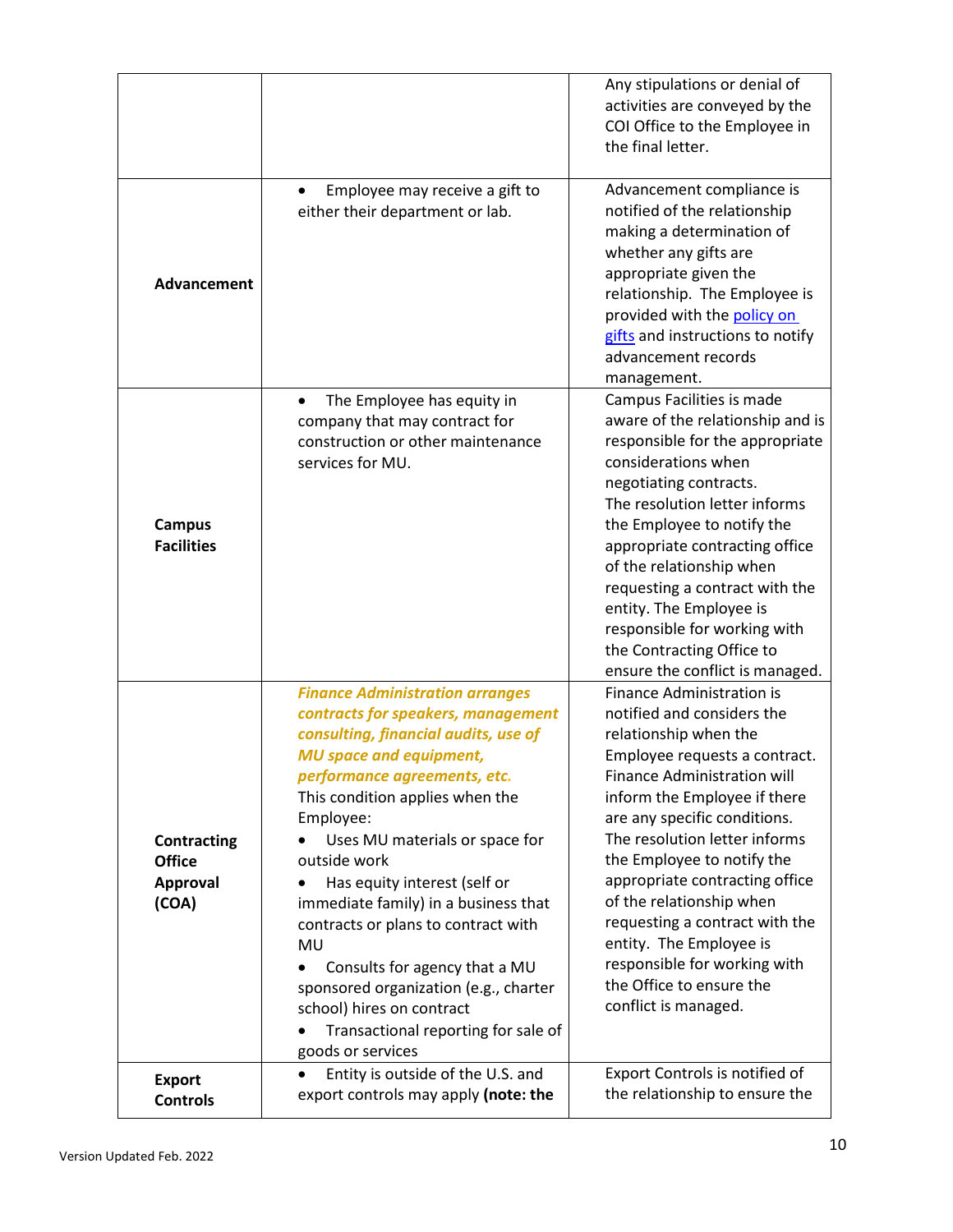| | | |
|---|---|---|
| | | Any stipulations or denial of activities are conveyed by the COI Office to the Employee in the final letter. |
| **Advancement** | • Employee may receive a gift to either their department or lab. | Advancement compliance is notified of the relationship making a determination of whether any gifts are appropriate given the relationship. The Employee is provided with the [policy on gifts]() and instructions to notify advancement records management. |
| **Campus Facilities** | • The Employee has equity in company that may contract for construction or other maintenance services for MU. | Campus Facilities is made aware of the relationship and is responsible for the appropriate considerations when negotiating contracts. The resolution letter informs the Employee to notify the appropriate contracting office of the relationship when requesting a contract with the entity. The Employee is responsible for working with the Contracting Office to ensure the conflict is managed. |
| **Contracting Office Approval (COA)** | ***Finance Administration arranges contracts for speakers, management consulting, financial audits, use of MU space and equipment, performance agreements, etc.*** This condition applies when the Employee: <br>• Uses MU materials or space for outside work <br>• Has equity interest (self or immediate family) in a business that contracts or plans to contract with MU <br>• Consults for agency that a MU sponsored organization (e.g., charter school) hires on contract <br>• Transactional reporting for sale of goods or services | Finance Administration is notified and considers the relationship when the Employee requests a contract. Finance Administration will inform the Employee if there are any specific conditions. The resolution letter informs the Employee to notify the appropriate contracting office of the relationship when requesting a contract with the entity. The Employee is responsible for working with the Office to ensure the conflict is managed. |
| **Export Controls** | • Entity is outside of the U.S. and export controls may apply **(note: the** | Export Controls is notified of the relationship to ensure the |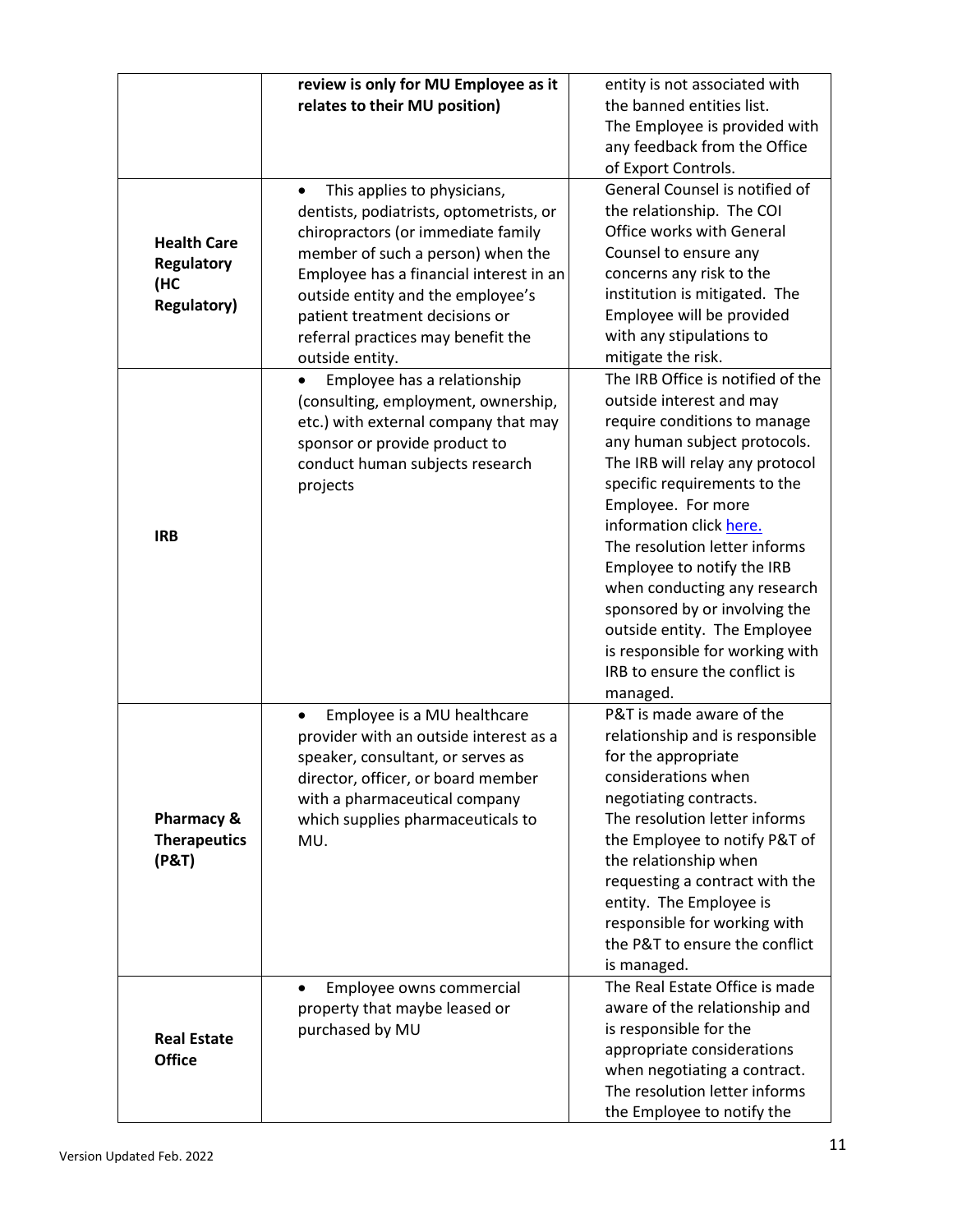| | | |
|---|---|---|
| | **review is only for MU Employee as it relates to their MU position)** | entity is not associated with the banned entities list. The Employee is provided with any feedback from the Office of Export Controls. |
| **Health Care Regulatory (HC Regulatory)** | • This applies to physicians, dentists, podiatrists, optometrists, or chiropractors (or immediate family member of such a person) when the Employee has a financial interest in an outside entity and the employee's patient treatment decisions or referral practices may benefit the outside entity. | General Counsel is notified of the relationship. The COI Office works with General Counsel to ensure any concerns any risk to the institution is mitigated. The Employee will be provided with any stipulations to mitigate the risk. |
| **IRB** | • Employee has a relationship (consulting, employment, ownership, etc.) with external company that may sponsor or provide product to conduct human subjects research projects | The IRB Office is notified of the outside interest and may require conditions to manage any human subject protocols. The IRB will relay any protocol specific requirements to the Employee. For more information click here. The resolution letter informs Employee to notify the IRB when conducting any research sponsored by or involving the outside entity. The Employee is responsible for working with IRB to ensure the conflict is managed. |
| **Pharmacy & Therapeutics (P&T)** | • Employee is a MU healthcare provider with an outside interest as a speaker, consultant, or serves as director, officer, or board member with a pharmaceutical company which supplies pharmaceuticals to MU. | P&T is made aware of the relationship and is responsible for the appropriate considerations when negotiating contracts. The resolution letter informs the Employee to notify P&T of the relationship when requesting a contract with the entity. The Employee is responsible for working with the P&T to ensure the conflict is managed. |
| **Real Estate Office** | • Employee owns commercial property that maybe leased or purchased by MU | The Real Estate Office is made aware of the relationship and is responsible for the appropriate considerations when negotiating a contract. The resolution letter informs the Employee to notify the |

Version Updated Feb. 2022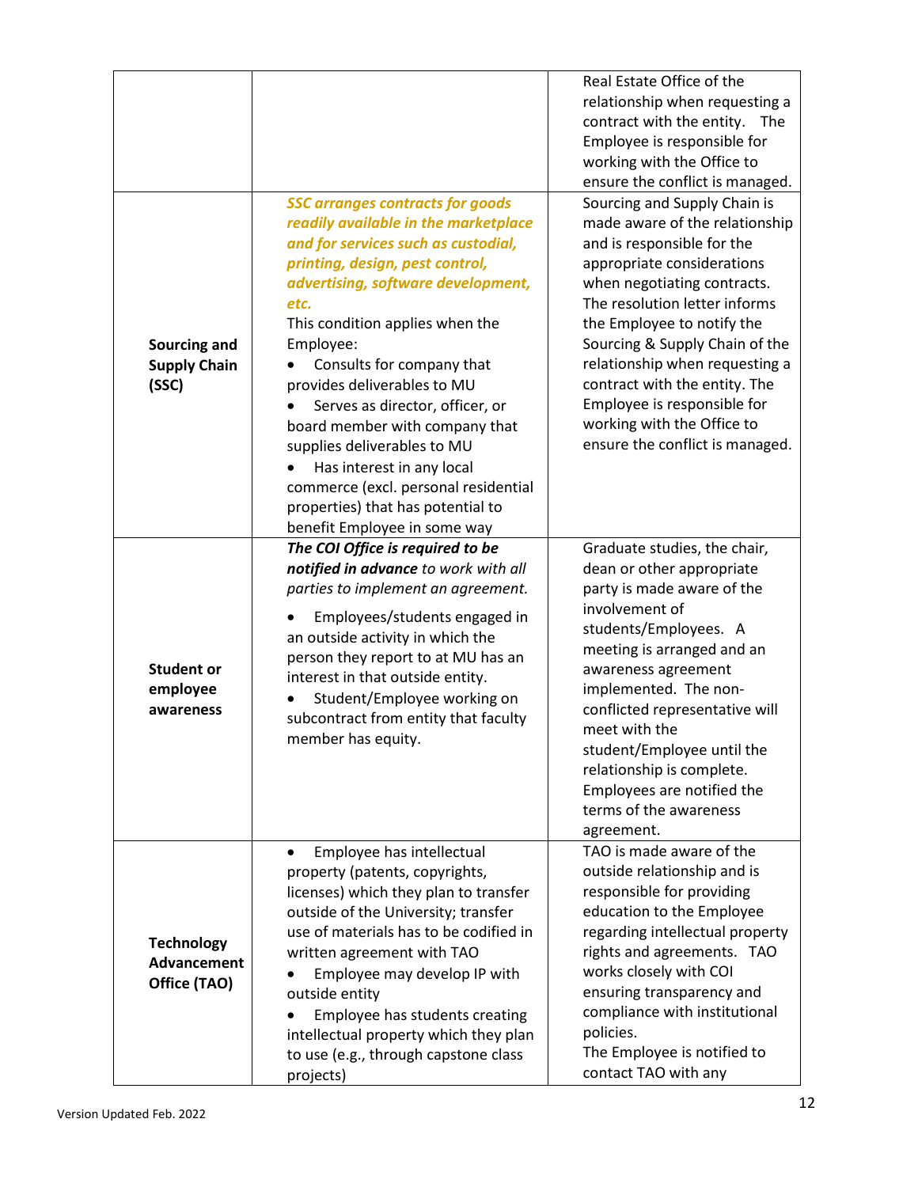| | | |
|---|---|---|
| | | Real Estate Office of the relationship when requesting a contract with the entity. The Employee is responsible for working with the Office to ensure the conflict is managed. |
| **Sourcing and Supply Chain (SSC)** | ***SSC arranges contracts for goods readily available in the marketplace and for services such as custodial, printing, design, pest control, advertising, software development, etc.*** <br>This condition applies when the Employee: <br>• Consults for company that provides deliverables to MU <br>• Serves as director, officer, or board member with company that supplies deliverables to MU <br>• Has interest in any local commerce (excl. personal residential properties) that has potential to benefit Employee in some way | Sourcing and Supply Chain is made aware of the relationship and is responsible for the appropriate considerations when negotiating contracts. The resolution letter informs the Employee to notify the Sourcing & Supply Chain of the relationship when requesting a contract with the entity. The Employee is responsible for working with the Office to ensure the conflict is managed. |
| **Student or employee awareness** | ***The COI Office is required to be notified in advance** to work with all parties to implement an agreement.* <br>• Employees/students engaged in an outside activity in which the person they report to at MU has an interest in that outside entity. <br>• Student/Employee working on subcontract from entity that faculty member has equity. | Graduate studies, the chair, dean or other appropriate party is made aware of the involvement of students/Employees. A meeting is arranged and an awareness agreement implemented. The non-conflicted representative will meet with the student/Employee until the relationship is complete. Employees are notified the terms of the awareness agreement. |
| **Technology Advancement Office (TAO)** | • Employee has intellectual property (patents, copyrights, licenses) which they plan to transfer outside of the University; transfer use of materials has to be codified in written agreement with TAO <br>• Employee may develop IP with outside entity <br>• Employee has students creating intellectual property which they plan to use (e.g., through capstone class projects) | TAO is made aware of the outside relationship and is responsible for providing education to the Employee regarding intellectual property rights and agreements. TAO works closely with COI ensuring transparency and compliance with institutional policies. <br>The Employee is notified to contact TAO with any |

Version Updated Feb. 2022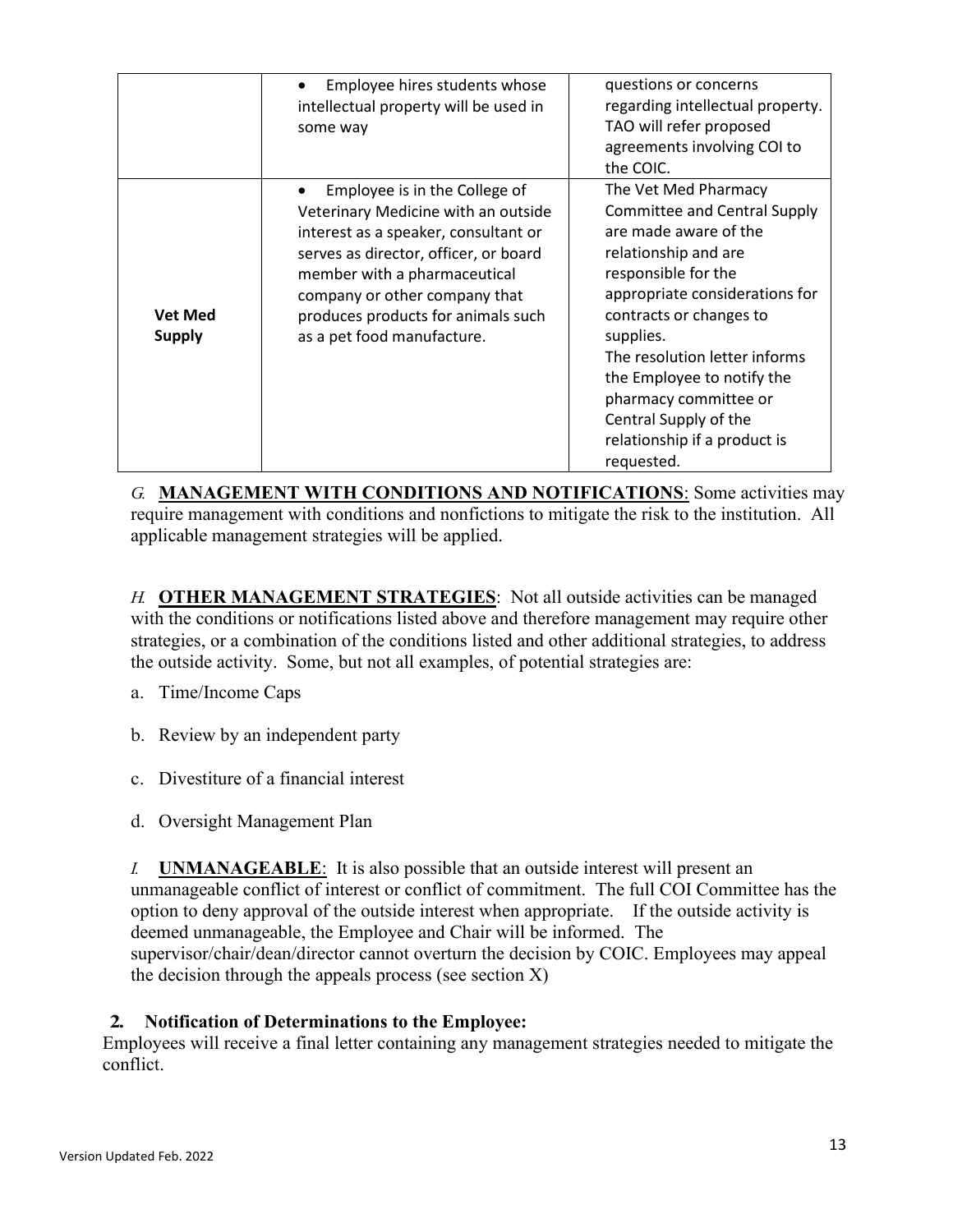| | | |
|---|---|---|
| | • Employee hires students whose intellectual property will be used in some way | questions or concerns regarding intellectual property. TAO will refer proposed agreements involving COI to the COIC. |
| **Vet Med Supply** | • Employee is in the College of Veterinary Medicine with an outside interest as a speaker, consultant or serves as director, officer, or board member with a pharmaceutical company or other company that produces products for animals such as a pet food manufacture. | The Vet Med Pharmacy Committee and Central Supply are made aware of the relationship and are responsible for the appropriate considerations for contracts or changes to supplies.<br>The resolution letter informs the Employee to notify the pharmacy committee or Central Supply of the relationship if a product is requested. |

*G.* **MANAGEMENT WITH CONDITIONS AND NOTIFICATIONS**: Some activities may require management with conditions and nonfictions to mitigate the risk to the institution. All applicable management strategies will be applied.

*H.* **OTHER MANAGEMENT STRATEGIES**: Not all outside activities can be managed with the conditions or notifications listed above and therefore management may require other strategies, or a combination of the conditions listed and other additional strategies, to address the outside activity. Some, but not all examples, of potential strategies are:

a. Time/Income Caps

b. Review by an independent party

c. Divestiture of a financial interest

d. Oversight Management Plan

*I.* **UNMANAGEABLE**: It is also possible that an outside interest will present an unmanageable conflict of interest or conflict of commitment. The full COI Committee has the option to deny approval of the outside interest when appropriate. If the outside activity is deemed unmanageable, the Employee and Chair will be informed. The supervisor/chair/dean/director cannot overturn the decision by COIC. Employees may appeal the decision through the appeals process (see section X)

**2. Notification of Determinations to the Employee:**

Employees will receive a final letter containing any management strategies needed to mitigate the conflict.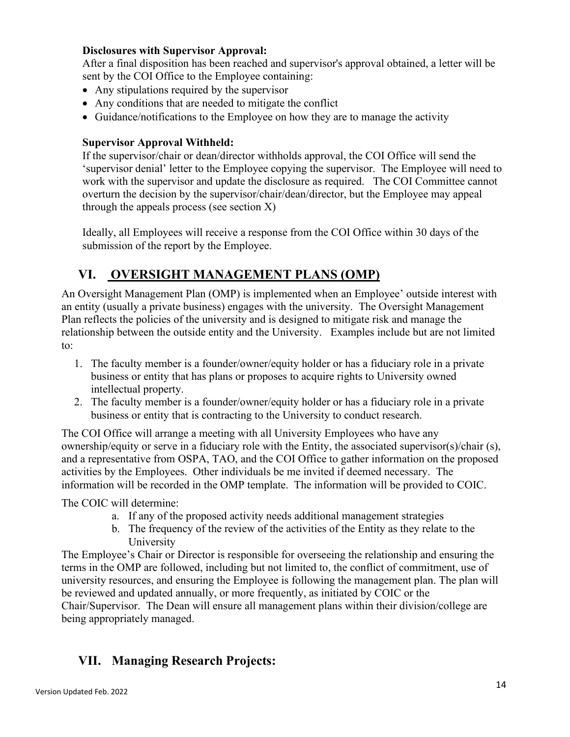**Disclosures with Supervisor Approval:**

After a final disposition has been reached and supervisor's approval obtained, a letter will be sent by the COI Office to the Employee containing:

- Any stipulations required by the supervisor
- Any conditions that are needed to mitigate the conflict
- Guidance/notifications to the Employee on how they are to manage the activity

**Supervisor Approval Withheld:**

If the supervisor/chair or dean/director withholds approval, the COI Office will send the 'supervisor denial' letter to the Employee copying the supervisor. The Employee will need to work with the supervisor and update the disclosure as required. The COI Committee cannot overturn the decision by the supervisor/chair/dean/director, but the Employee may appeal through the appeals process (see section X)

Ideally, all Employees will receive a response from the COI Office within 30 days of the submission of the report by the Employee.

## VI. OVERSIGHT MANAGEMENT PLANS (OMP)

An Oversight Management Plan (OMP) is implemented when an Employee' outside interest with an entity (usually a private business) engages with the university. The Oversight Management Plan reflects the policies of the university and is designed to mitigate risk and manage the relationship between the outside entity and the University. Examples include but are not limited to:

1. The faculty member is a founder/owner/equity holder or has a fiduciary role in a private business or entity that has plans or proposes to acquire rights to University owned intellectual property.
2. The faculty member is a founder/owner/equity holder or has a fiduciary role in a private business or entity that is contracting to the University to conduct research.

The COI Office will arrange a meeting with all University Employees who have any ownership/equity or serve in a fiduciary role with the Entity, the associated supervisor(s)/chair (s), and a representative from OSPA, TAO, and the COI Office to gather information on the proposed activities by the Employees. Other individuals be me invited if deemed necessary. The information will be recorded in the OMP template. The information will be provided to COIC.

The COIC will determine:

a. If any of the proposed activity needs additional management strategies
b. The frequency of the review of the activities of the Entity as they relate to the University

The Employee's Chair or Director is responsible for overseeing the relationship and ensuring the terms in the OMP are followed, including but not limited to, the conflict of commitment, use of university resources, and ensuring the Employee is following the management plan. The plan will be reviewed and updated annually, or more frequently, as initiated by COIC or the Chair/Supervisor. The Dean will ensure all management plans within their division/college are being appropriately managed.

## VII. Managing Research Projects: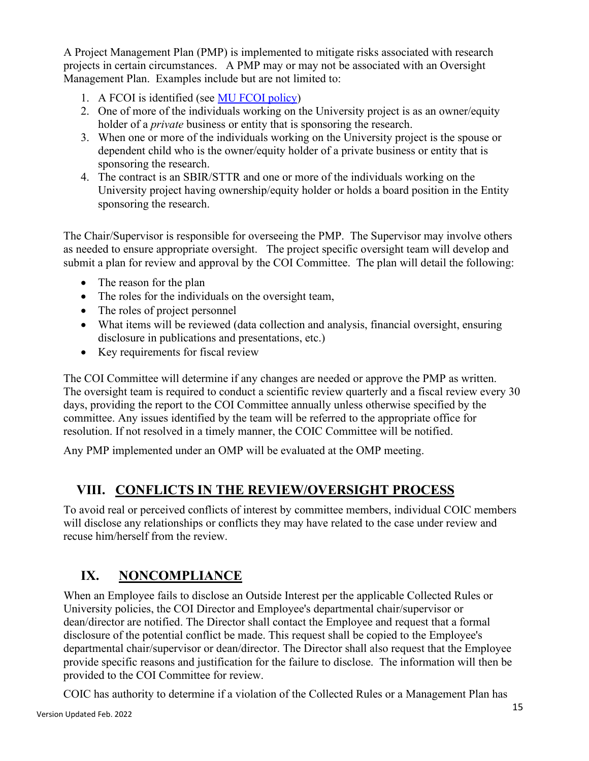A Project Management Plan (PMP) is implemented to mitigate risks associated with research projects in certain circumstances. A PMP may or may not be associated with an Oversight Management Plan. Examples include but are not limited to:

1. A FCOI is identified (see [MU FCOI policy](#))
2. One of more of the individuals working on the University project is as an owner/equity holder of a *private* business or entity that is sponsoring the research.
3. When one or more of the individuals working on the University project is the spouse or dependent child who is the owner/equity holder of a private business or entity that is sponsoring the research.
4. The contract is an SBIR/STTR and one or more of the individuals working on the University project having ownership/equity holder or holds a board position in the Entity sponsoring the research.

The Chair/Supervisor is responsible for overseeing the PMP. The Supervisor may involve others as needed to ensure appropriate oversight. The project specific oversight team will develop and submit a plan for review and approval by the COI Committee. The plan will detail the following:

- The reason for the plan
- The roles for the individuals on the oversight team,
- The roles of project personnel
- What items will be reviewed (data collection and analysis, financial oversight, ensuring disclosure in publications and presentations, etc.)
- Key requirements for fiscal review

The COI Committee will determine if any changes are needed or approve the PMP as written. The oversight team is required to conduct a scientific review quarterly and a fiscal review every 30 days, providing the report to the COI Committee annually unless otherwise specified by the committee. Any issues identified by the team will be referred to the appropriate office for resolution. If not resolved in a timely manner, the COIC Committee will be notified.

Any PMP implemented under an OMP will be evaluated at the OMP meeting.

## VIII. CONFLICTS IN THE REVIEW/OVERSIGHT PROCESS

To avoid real or perceived conflicts of interest by committee members, individual COIC members will disclose any relationships or conflicts they may have related to the case under review and recuse him/herself from the review.

## IX. NONCOMPLIANCE

When an Employee fails to disclose an Outside Interest per the applicable Collected Rules or University policies, the COI Director and Employee's departmental chair/supervisor or dean/director are notified. The Director shall contact the Employee and request that a formal disclosure of the potential conflict be made. This request shall be copied to the Employee's departmental chair/supervisor or dean/director. The Director shall also request that the Employee provide specific reasons and justification for the failure to disclose. The information will then be provided to the COI Committee for review.

COIC has authority to determine if a violation of the Collected Rules or a Management Plan has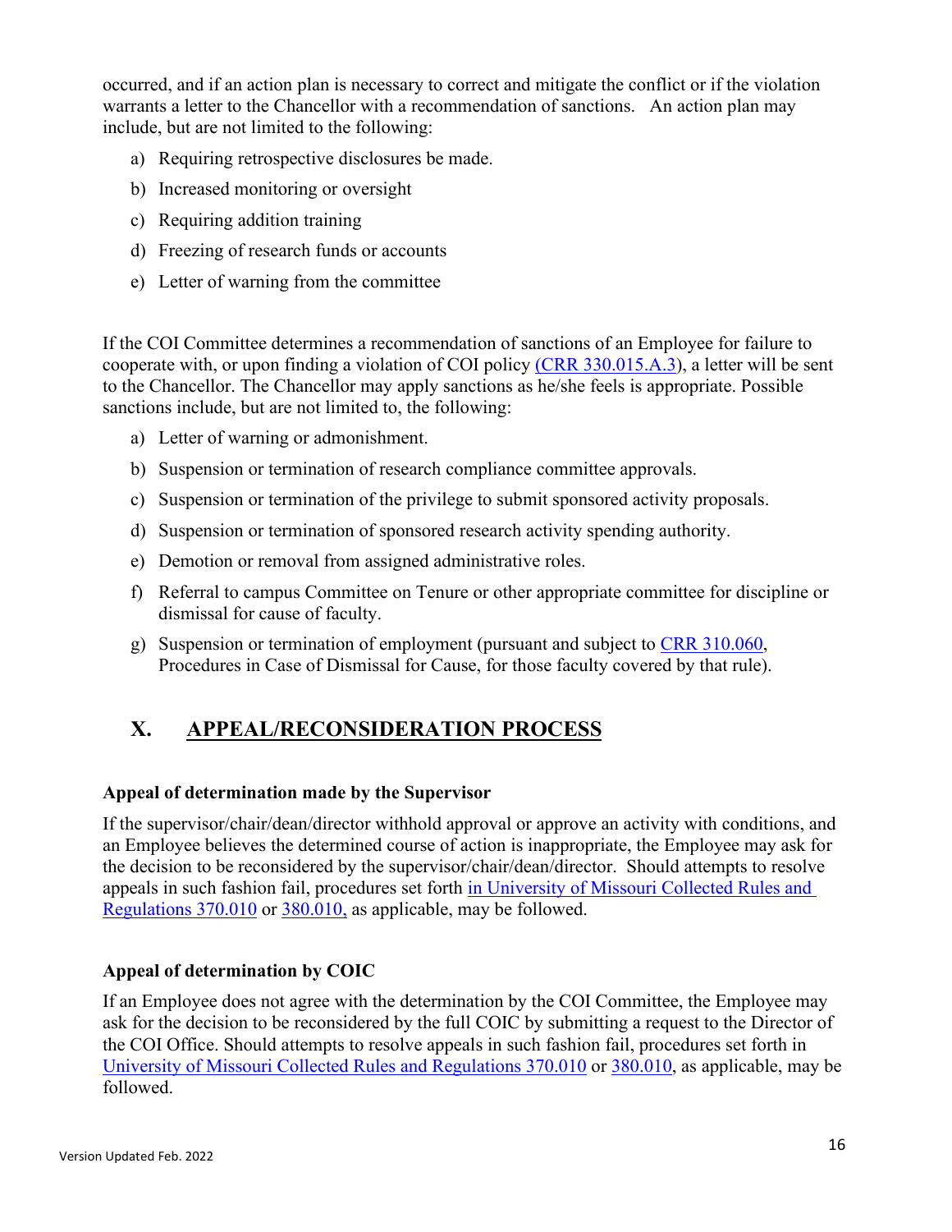occurred, and if an action plan is necessary to correct and mitigate the conflict or if the violation warrants a letter to the Chancellor with a recommendation of sanctions. An action plan may include, but are not limited to the following:

a) Requiring retrospective disclosures be made.
b) Increased monitoring or oversight
c) Requiring addition training
d) Freezing of research funds or accounts
e) Letter of warning from the committee

If the COI Committee determines a recommendation of sanctions of an Employee for failure to cooperate with, or upon finding a violation of COI policy (CRR 330.015.A.3), a letter will be sent to the Chancellor. The Chancellor may apply sanctions as he/she feels is appropriate. Possible sanctions include, but are not limited to, the following:

a) Letter of warning or admonishment.
b) Suspension or termination of research compliance committee approvals.
c) Suspension or termination of the privilege to submit sponsored activity proposals.
d) Suspension or termination of sponsored research activity spending authority.
e) Demotion or removal from assigned administrative roles.
f) Referral to campus Committee on Tenure or other appropriate committee for discipline or dismissal for cause of faculty.
g) Suspension or termination of employment (pursuant and subject to CRR 310.060, Procedures in Case of Dismissal for Cause, for those faculty covered by that rule).

## X. APPEAL/RECONSIDERATION PROCESS

**Appeal of determination made by the Supervisor**

If the supervisor/chair/dean/director withhold approval or approve an activity with conditions, and an Employee believes the determined course of action is inappropriate, the Employee may ask for the decision to be reconsidered by the supervisor/chair/dean/director. Should attempts to resolve appeals in such fashion fail, procedures set forth in University of Missouri Collected Rules and Regulations 370.010 or 380.010, as applicable, may be followed.

**Appeal of determination by COIC**

If an Employee does not agree with the determination by the COI Committee, the Employee may ask for the decision to be reconsidered by the full COIC by submitting a request to the Director of the COI Office. Should attempts to resolve appeals in such fashion fail, procedures set forth in University of Missouri Collected Rules and Regulations 370.010 or 380.010, as applicable, may be followed.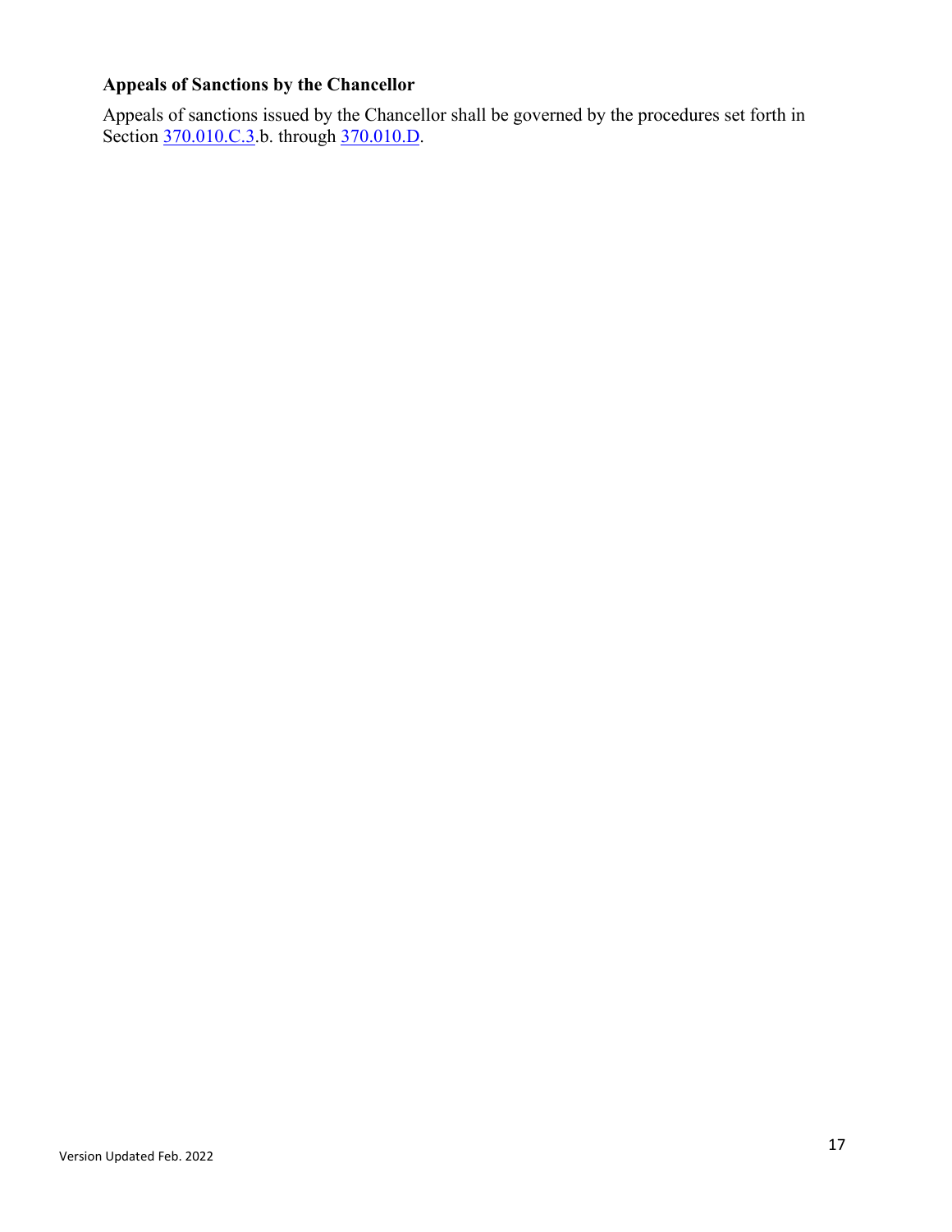### Appeals of Sanctions by the Chancellor

Appeals of sanctions issued by the Chancellor shall be governed by the procedures set forth in Section 370.010.C.3.b. through 370.010.D.